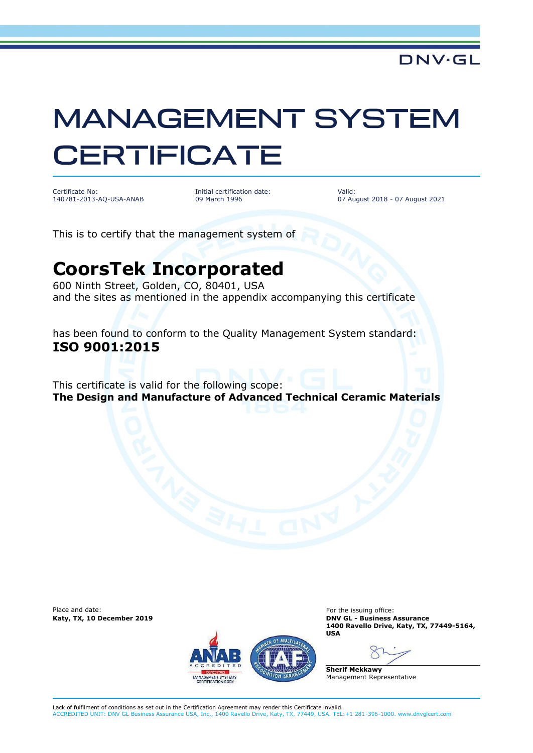DNV·GL

# MANAGEMENT SYSTEM CERTIFICATE

| | | |
|---|---|---|
| Certificate No:<br>140781-2013-AQ-USA-ANAB | Initial certification date:<br>09 March 1996 | Valid:<br>07 August 2018 - 07 August 2021 |

This is to certify that the management system of

## CoorsTek Incorporated

600 Ninth Street, Golden, CO, 80401, USA
and the sites as mentioned in the appendix accompanying this certificate

has been found to conform to the Quality Management System standard:
**ISO 9001:2015**

This certificate is valid for the following scope:
**The Design and Manufacture of Advanced Technical Ceramic Materials**

Place and date:
**Katy, TX, 10 December 2019**

For the issuing office:
**DNV GL - Business Assurance**
**1400 Ravello Drive, Katy, TX, 77449-5164, USA**

**Sherif Mekkawy**
Management Representative

Lack of fulfilment of conditions as set out in the Certification Agreement may render this Certificate invalid.
ACCREDITED UNIT: DNV GL Business Assurance USA, Inc., 1400 Ravello Drive, Katy, TX, 77449, USA. TEL:+1 281-396-1000. www.dnvglcert.com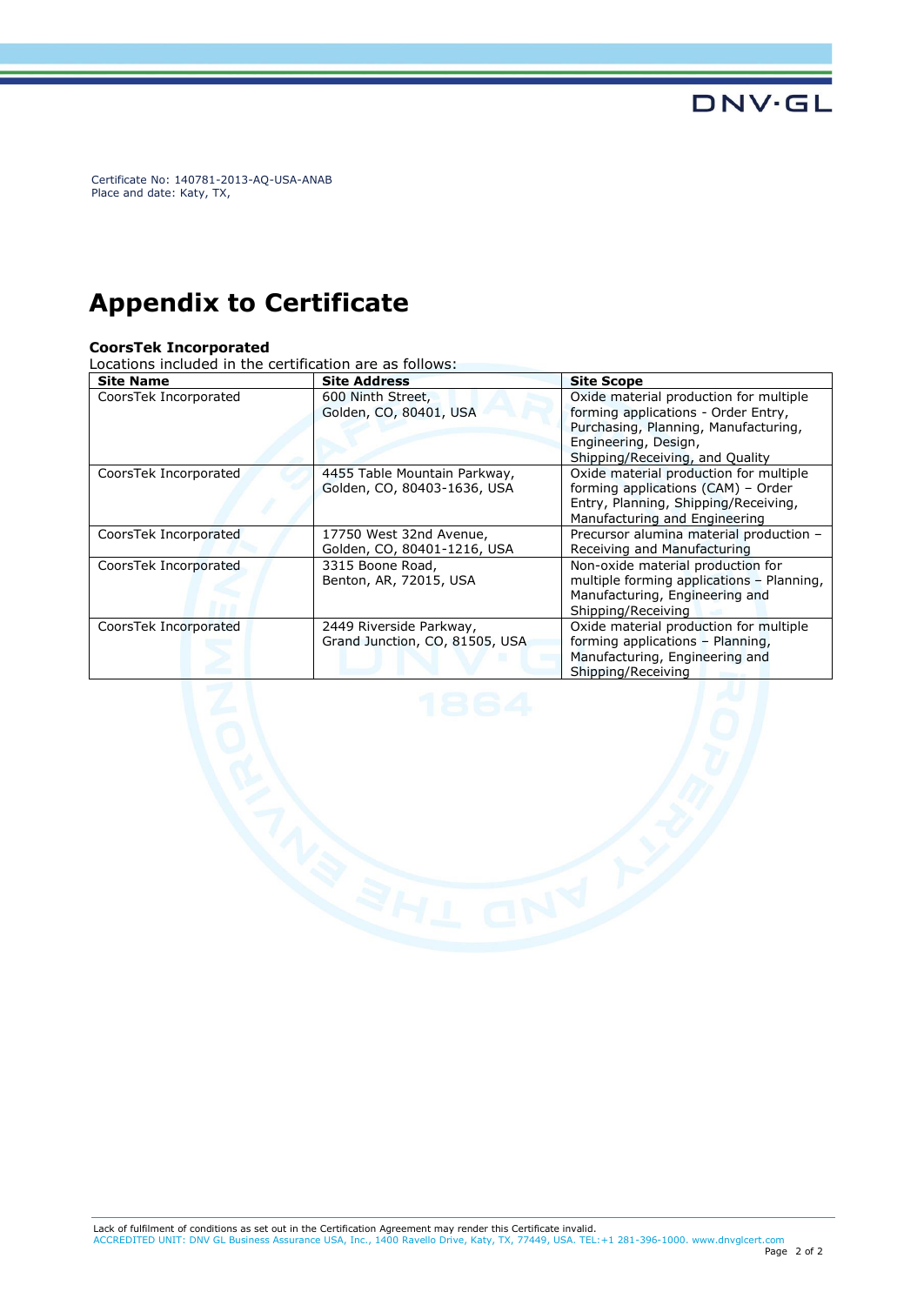Certificate No: 140781-2013-AQ-USA-ANAB
Place and date: Katy, TX,

# Appendix to Certificate

**CoorsTek Incorporated**
Locations included in the certification are as follows:

| Site Name | Site Address | Site Scope |
|---|---|---|
| CoorsTek Incorporated | 600 Ninth Street, Golden, CO, 80401, USA | Oxide material production for multiple forming applications - Order Entry, Purchasing, Planning, Manufacturing, Engineering, Design, Shipping/Receiving, and Quality |
| CoorsTek Incorporated | 4455 Table Mountain Parkway, Golden, CO, 80403-1636, USA | Oxide material production for multiple forming applications (CAM) – Order Entry, Planning, Shipping/Receiving, Manufacturing and Engineering |
| CoorsTek Incorporated | 17750 West 32nd Avenue, Golden, CO, 80401-1216, USA | Precursor alumina material production – Receiving and Manufacturing |
| CoorsTek Incorporated | 3315 Boone Road, Benton, AR, 72015, USA | Non-oxide material production for multiple forming applications – Planning, Manufacturing, Engineering and Shipping/Receiving |
| CoorsTek Incorporated | 2449 Riverside Parkway, Grand Junction, CO, 81505, USA | Oxide material production for multiple forming applications – Planning, Manufacturing, Engineering and Shipping/Receiving |

Lack of fulfilment of conditions as set out in the Certification Agreement may render this Certificate invalid.
ACCREDITED UNIT: DNV GL Business Assurance USA, Inc., 1400 Ravello Drive, Katy, TX, 77449, USA. TEL:+1 281-396-1000. www.dnvglcert.com